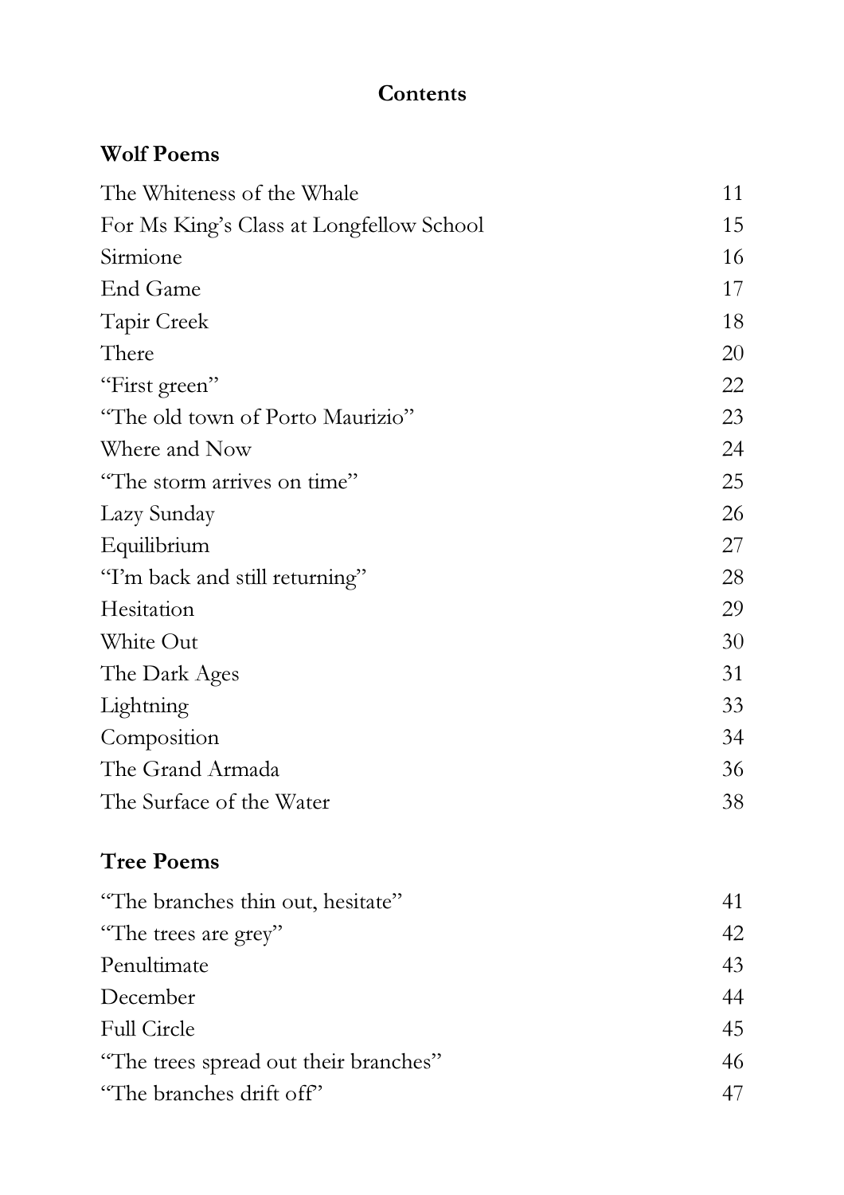# Contents

## Wolf Poems

| | |
|---|---|
| The Whiteness of the Whale | 11 |
| For Ms King's Class at Longfellow School | 15 |
| Sirmione | 16 |
| End Game | 17 |
| Tapir Creek | 18 |
| There | 20 |
| "First green" | 22 |
| "The old town of Porto Maurizio" | 23 |
| Where and Now | 24 |
| "The storm arrives on time" | 25 |
| Lazy Sunday | 26 |
| Equilibrium | 27 |
| "I'm back and still returning" | 28 |
| Hesitation | 29 |
| White Out | 30 |
| The Dark Ages | 31 |
| Lightning | 33 |
| Composition | 34 |
| The Grand Armada | 36 |
| The Surface of the Water | 38 |

## Tree Poems

| | |
|---|---|
| "The branches thin out, hesitate" | 41 |
| "The trees are grey" | 42 |
| Penultimate | 43 |
| December | 44 |
| Full Circle | 45 |
| "The trees spread out their branches" | 46 |
| "The branches drift off" | 47 |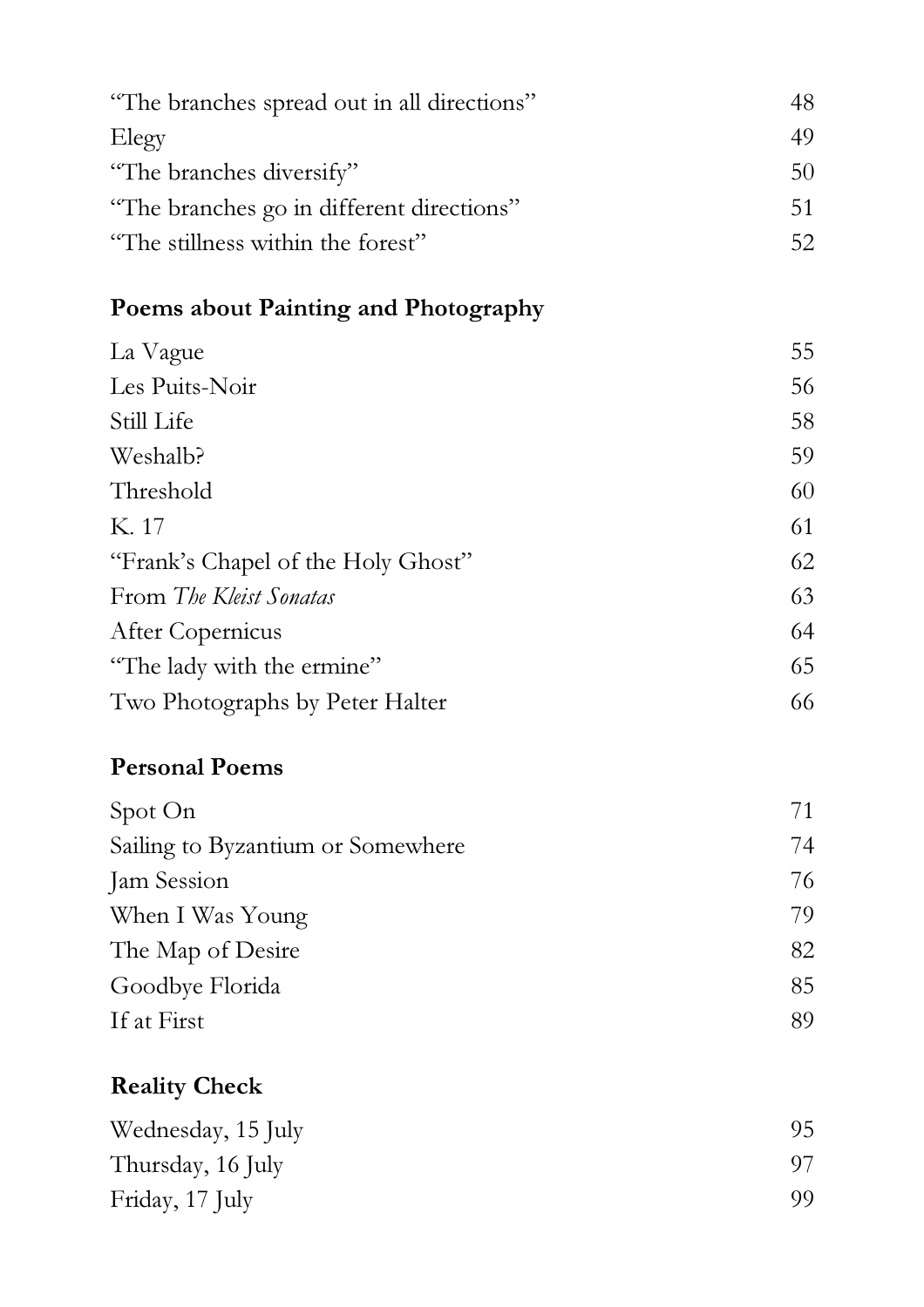| | |
|---|---|
| "The branches spread out in all directions" | 48 |
| Elegy | 49 |
| "The branches diversify" | 50 |
| "The branches go in different directions" | 51 |
| "The stillness within the forest" | 52 |

## **Poems about Painting and Photography**

| | |
|---|---|
| La Vague | 55 |
| Les Puits-Noir | 56 |
| Still Life | 58 |
| Weshalb? | 59 |
| Threshold | 60 |
| K. 17 | 61 |
| "Frank's Chapel of the Holy Ghost" | 62 |
| From *The Kleist Sonatas* | 63 |
| After Copernicus | 64 |
| "The lady with the ermine" | 65 |
| Two Photographs by Peter Halter | 66 |

## **Personal Poems**

| | |
|---|---|
| Spot On | 71 |
| Sailing to Byzantium or Somewhere | 74 |
| Jam Session | 76 |
| When I Was Young | 79 |
| The Map of Desire | 82 |
| Goodbye Florida | 85 |
| If at First | 89 |

## **Reality Check**

| | |
|---|---|
| Wednesday, 15 July | 95 |
| Thursday, 16 July | 97 |
| Friday, 17 July | 99 |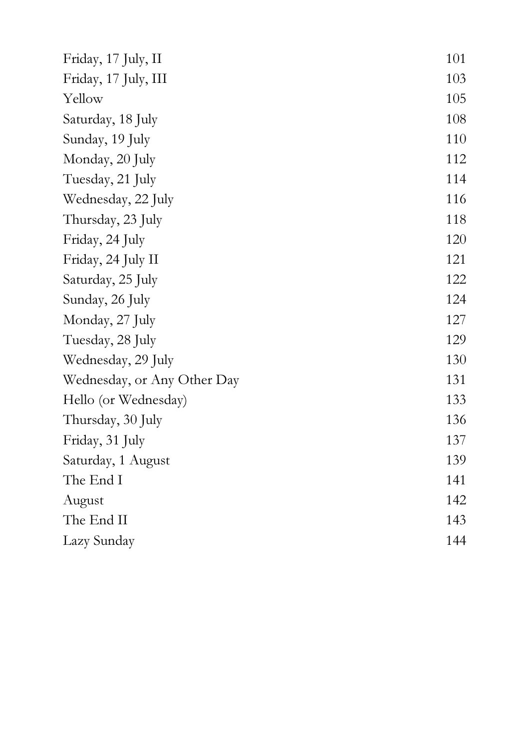| | |
|---|---|
| Friday, 17 July, II | 101 |
| Friday, 17 July, III | 103 |
| Yellow | 105 |
| Saturday, 18 July | 108 |
| Sunday, 19 July | 110 |
| Monday, 20 July | 112 |
| Tuesday, 21 July | 114 |
| Wednesday, 22 July | 116 |
| Thursday, 23 July | 118 |
| Friday, 24 July | 120 |
| Friday, 24 July II | 121 |
| Saturday, 25 July | 122 |
| Sunday, 26 July | 124 |
| Monday, 27 July | 127 |
| Tuesday, 28 July | 129 |
| Wednesday, 29 July | 130 |
| Wednesday, or Any Other Day | 131 |
| Hello (or Wednesday) | 133 |
| Thursday, 30 July | 136 |
| Friday, 31 July | 137 |
| Saturday, 1 August | 139 |
| The End I | 141 |
| August | 142 |
| The End II | 143 |
| Lazy Sunday | 144 |